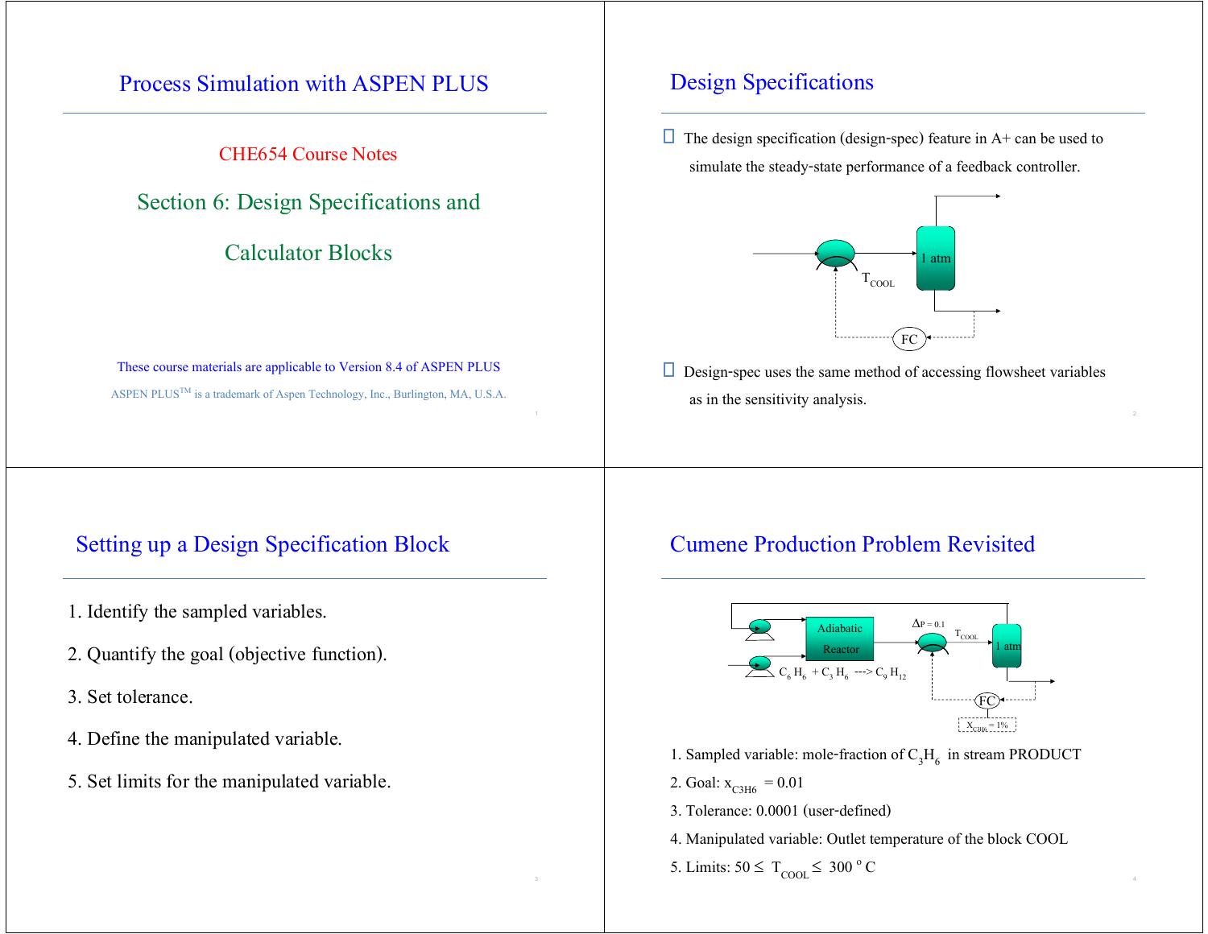# Process Simulation with ASPEN PLUS

CHE654 Course Notes

## Section 6: Design Specifications and Calculator Blocks

These course materials are applicable to Version 8.4 of ASPEN PLUS

ASPEN PLUS[TM] is a trademark of Aspen Technology, Inc., Burlington, MA, U.S.A.

## Design Specifications

- The design specification (design-spec) feature in A+ can be used to simulate the steady-state performance of a feedback controller.

- Design-spec uses the same method of accessing flowsheet variables as in the sensitivity analysis.

## Setting up a Design Specification Block

1. Identify the sampled variables.
2. Quantify the goal (objective function).
3. Set tolerance.
4. Define the manipulated variable.
5. Set limits for the manipulated variable.

## Cumene Production Problem Revisited

1. Sampled variable: mole-fraction of $C_3H_6$ in stream PRODUCT
2. Goal: $x_{C3H6} = 0.01$
3. Tolerance: 0.0001 (user-defined)
4. Manipulated variable: Outlet temperature of the block COOL
5. Limits: $50 \leq T_{COOL} \leq 300\ ^oC$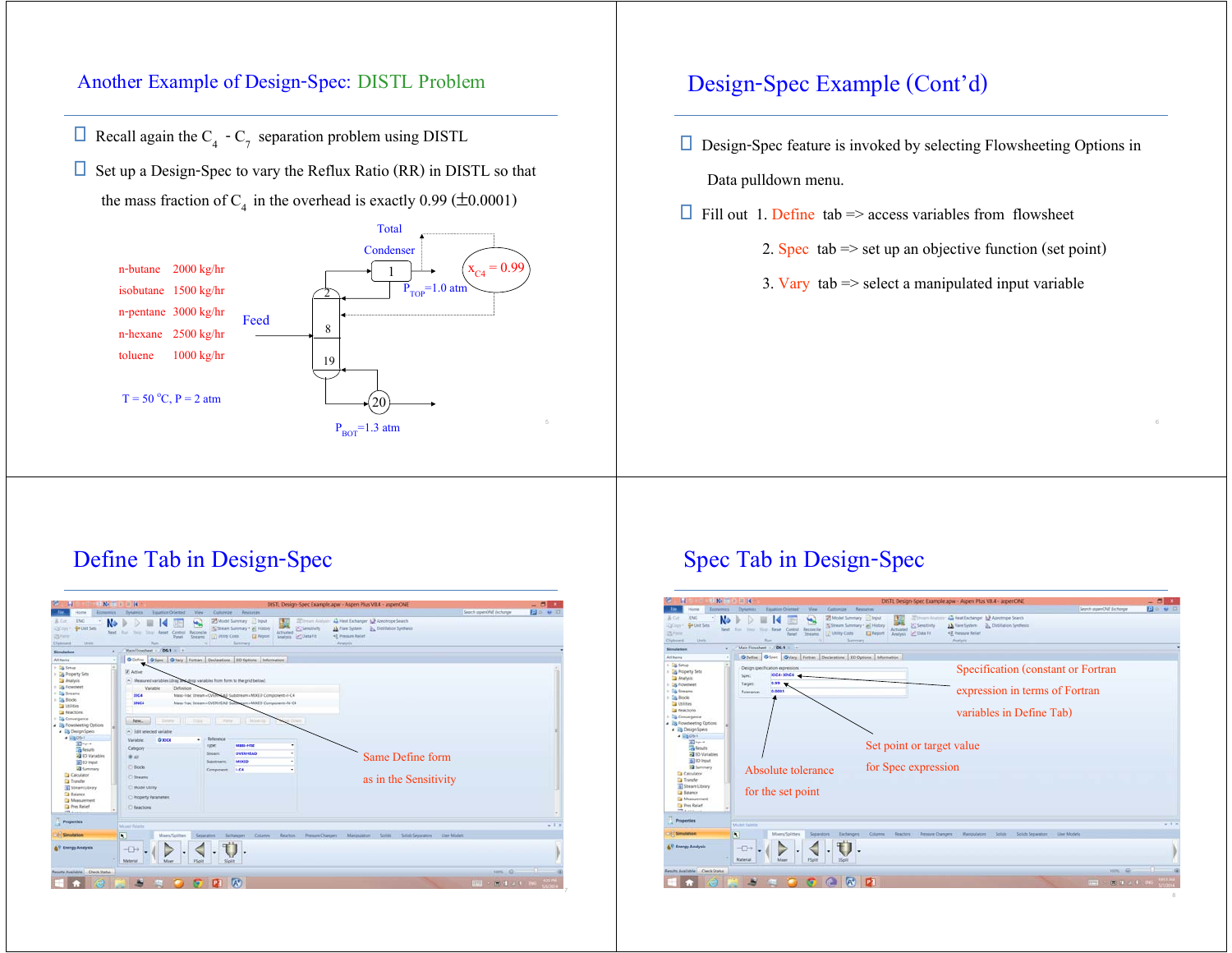## Another Example of Design-Spec: DISTL Problem

- Recall again the $C_4$ - $C_7$ separation problem using DISTL
- Set up a Design-Spec to vary the Reflux Ratio (RR) in DISTL so that the mass fraction of $C_4$ in the overhead is exactly 0.99 ($\pm$0.0001)

Feed:

- n-butane 2000 kg/hr
- isobutane 1500 kg/hr
- n-pentane 3000 kg/hr
- n-hexane 2500 kg/hr
- toluene 1000 kg/hr

T = 50 °C, P = 2 atm

Total Condenser (1), $P_{TOP}$=1.0 atm, $x_{C4}$ = 0.99

Stages 2, 8 (Feed), 19, 20 (reboiler), $P_{BOT}$=1.3 atm

## Design-Spec Example (Cont'd)

- Design-Spec feature is invoked by selecting Flowsheeting Options in Data pulldown menu.
- Fill out
  1. Define tab => access variables from flowsheet
  2. Spec tab => set up an objective function (set point)
  3. Vary tab => select a manipulated input variable

## Define Tab in Design-Spec

Same Define form as in the Sensitivity

## Spec Tab in Design-Spec

- Specification (constant or Fortran expression in terms of Fortran variables in Define Tab)
- Set point or target value for Spec expression
- Absolute tolerance for the set point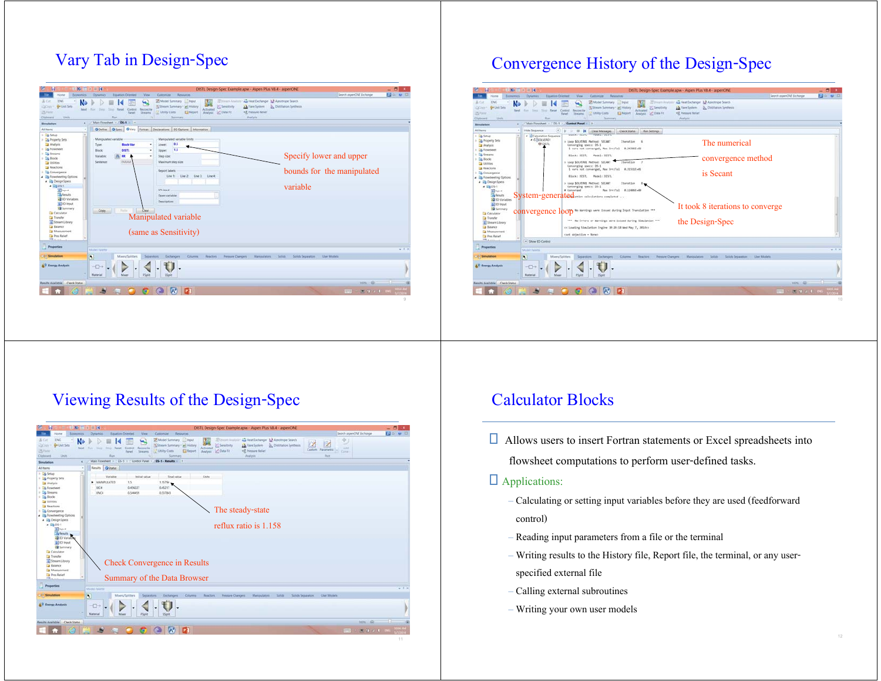## Vary Tab in Design-Spec

Specify lower and upper bounds for the manipulated variable

Manipulated variable (same as Sensitivity)

## Convergence History of the Design-Spec

The numerical convergence method is Secant

System-generated convergence loop

It took 8 iterations to converge the Design-Spec

## Viewing Results of the Design-Spec

The steady-state reflux ratio is 1.158

Check Convergence in Results Summary of the Data Browser

## Calculator Blocks

- Allows users to insert Fortran statements or Excel spreadsheets into flowsheet computations to perform user-defined tasks.
- Applications:
  - Calculating or setting input variables before they are used (feedforward control)
  - Reading input parameters from a file or the terminal
  - Writing results to the History file, Report file, the terminal, or any user-specified external file
  - Calling external subroutines
  - Writing your own user models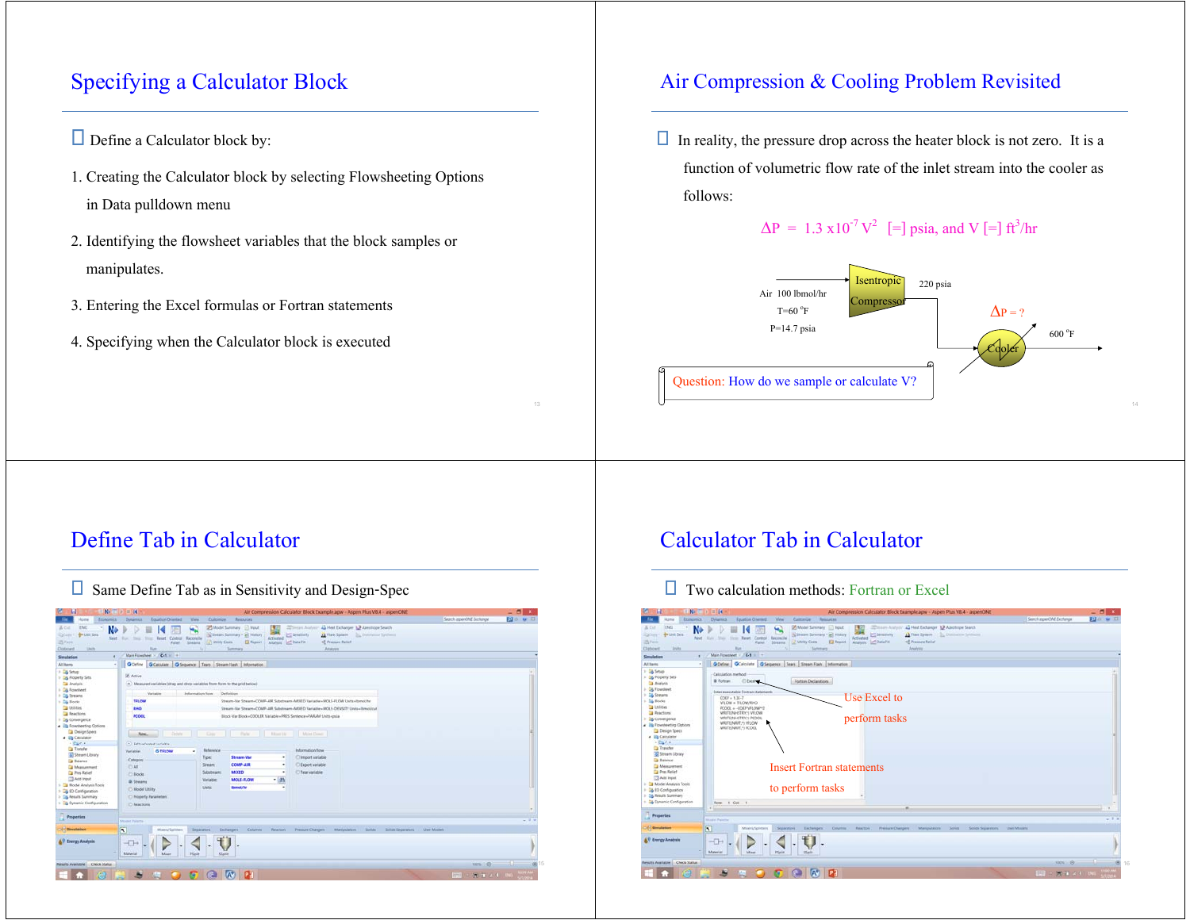# Specifying a Calculator Block

- Define a Calculator block by:

1. Creating the Calculator block by selecting Flowsheeting Options in Data pulldown menu
2. Identifying the flowsheet variables that the block samples or manipulates.
3. Entering the Excel formulas or Fortran statements
4. Specifying when the Calculator block is executed

# Air Compression & Cooling Problem Revisited

- In reality, the pressure drop across the heater block is not zero. It is a function of volumetric flow rate of the inlet stream into the cooler as follows:

$$\Delta P = 1.3 \times 10^{-7} V^2 \quad [=] \text{ psia, and } V [=] \text{ ft}^3/\text{hr}$$

Air 100 lbmol/hr
T=60 °F
P=14.7 psia

Isentropic Compressor

220 psia

$\Delta P$ = ?

Cooler

600 °F

Question: How do we sample or calculate V?

# Define Tab in Calculator

- Same Define Tab as in Sensitivity and Design-Spec

# Calculator Tab in Calculator

- Two calculation methods: Fortran or Excel

Use Excel to perform tasks

Insert Fortran statements to perform tasks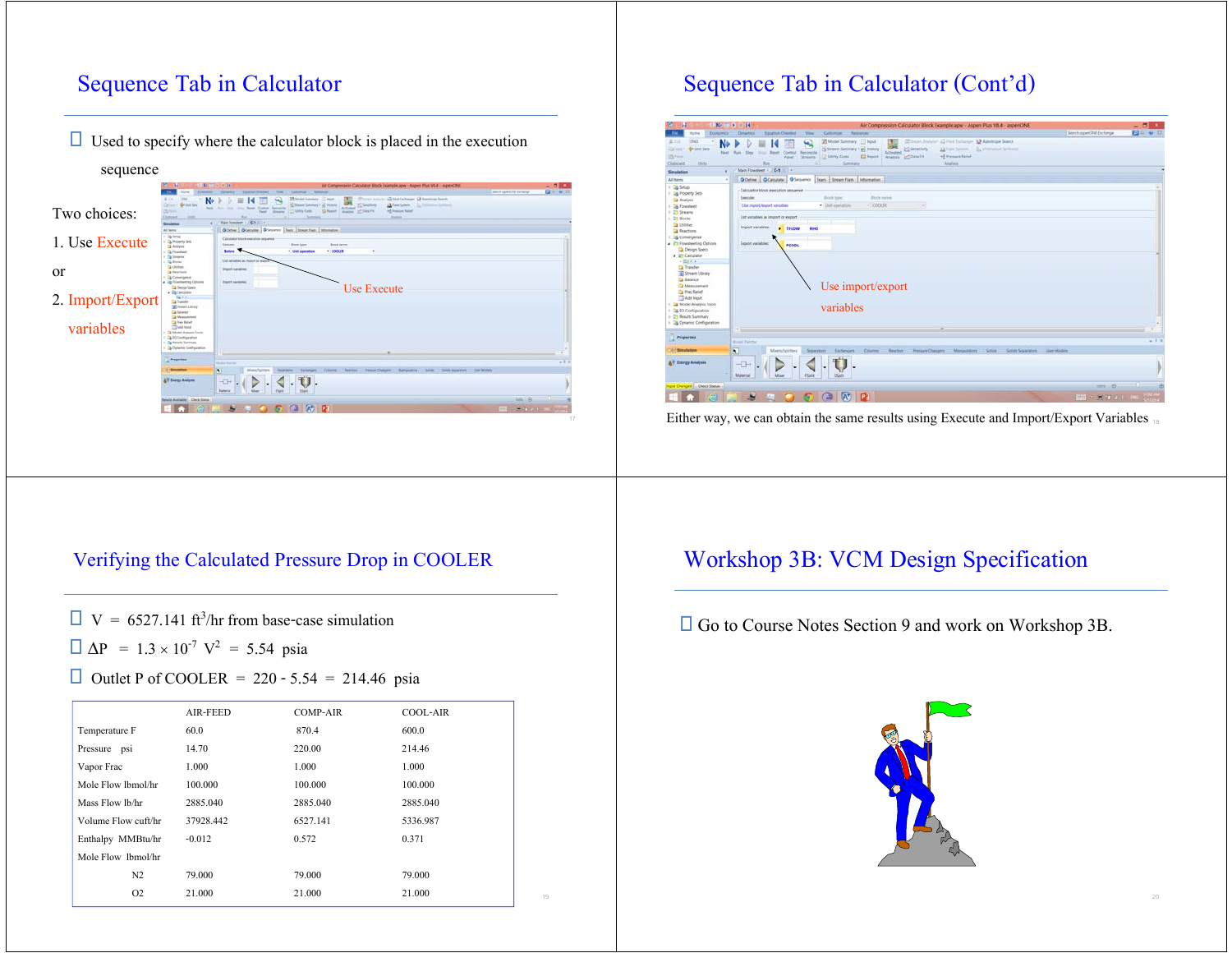## Sequence Tab in Calculator

- Used to specify where the calculator block is placed in the execution sequence

Two choices:

1. Use Execute

or

2. Import/Export variables

Use Execute

## Sequence Tab in Calculator (Cont'd)

Use import/export variables

Either way, we can obtain the same results using Execute and Import/Export Variables

## Verifying the Calculated Pressure Drop in COOLER

- V = 6527.141 $ft^3/hr$ from base-case simulation
- $\Delta P = 1.3 \times 10^{-7} V^2 = 5.54$ psia
- Outlet P of COOLER = 220 - 5.54 = 214.46 psia

| | AIR-FEED | COMP-AIR | COOL-AIR |
|---|---|---|---|
| Temperature F | 60.0 | 870.4 | 600.0 |
| Pressure psi | 14.70 | 220.00 | 214.46 |
| Vapor Frac | 1.000 | 1.000 | 1.000 |
| Mole Flow lbmol/hr | 100.000 | 100.000 | 100.000 |
| Mass Flow lb/hr | 2885.040 | 2885.040 | 2885.040 |
| Volume Flow cuft/hr | 37928.442 | 6527.141 | 5336.987 |
| Enthalpy MMBtu/hr | -0.012 | 0.572 | 0.371 |
| Mole Flow lbmol/hr | | | |
| N2 | 79.000 | 79.000 | 79.000 |
| O2 | 21.000 | 21.000 | 21.000 |

## Workshop 3B: VCM Design Specification

- Go to Course Notes Section 9 and work on Workshop 3B.